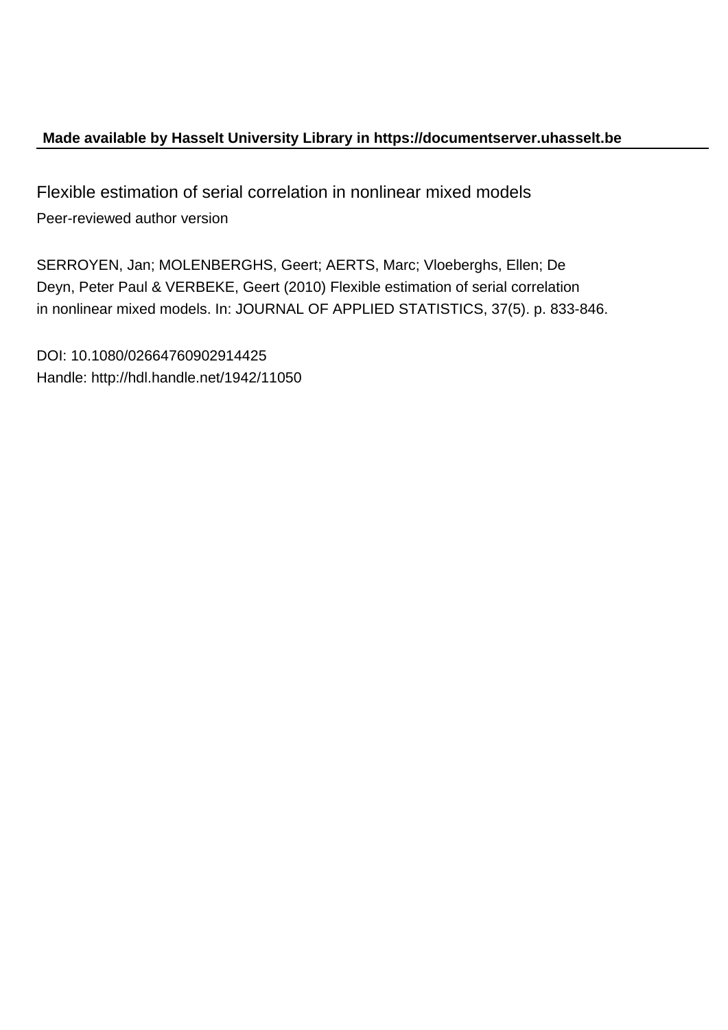**Made available by Hasselt University Library in https://documentserver.uhasselt.be**

Flexible estimation of serial correlation in nonlinear mixed models

Peer-reviewed author version

SERROYEN, Jan; MOLENBERGHS, Geert; AERTS, Marc; Vloeberghs, Ellen; De Deyn, Peter Paul & VERBEKE, Geert (2010) Flexible estimation of serial correlation in nonlinear mixed models. In: JOURNAL OF APPLIED STATISTICS, 37(5). p. 833-846.

DOI: 10.1080/02664760902914425

Handle: http://hdl.handle.net/1942/11050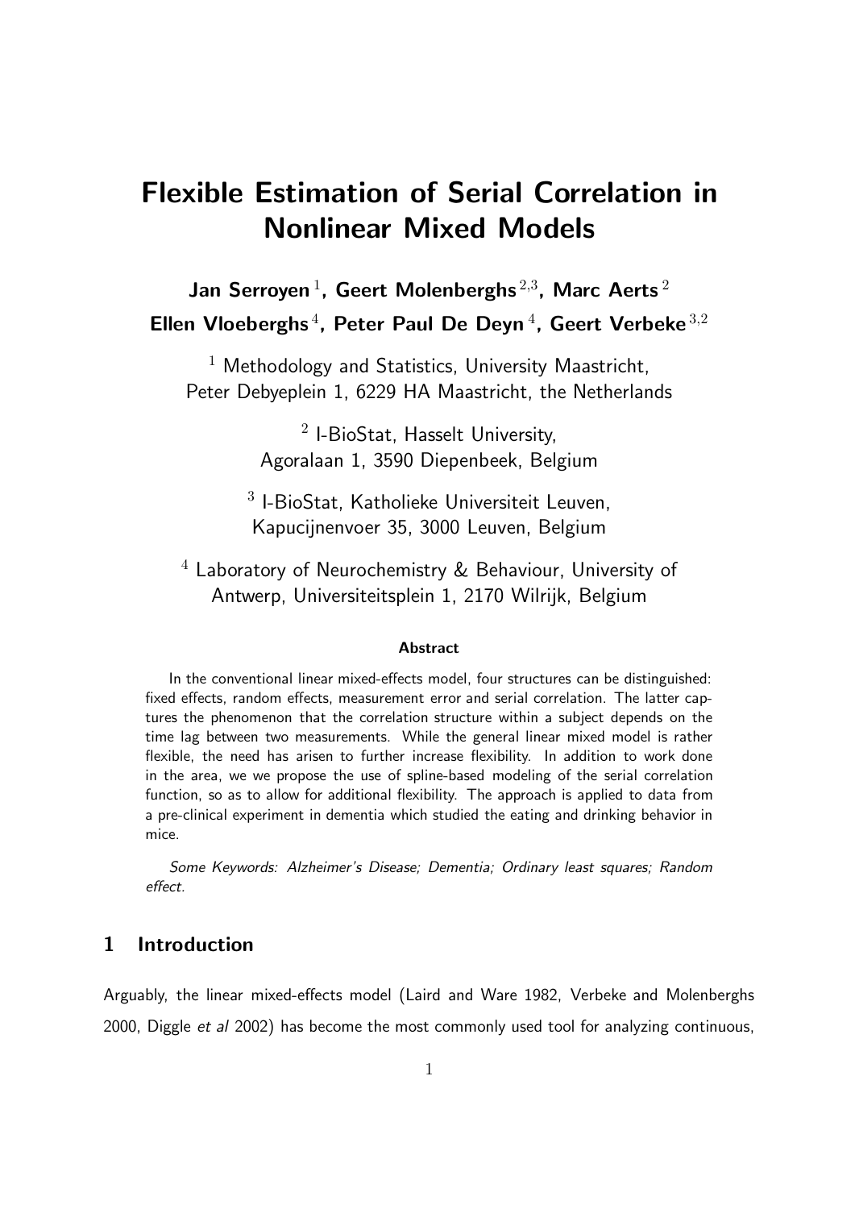# Flexible Estimation of Serial Correlation in Nonlinear Mixed Models

**Jan Serroyen** [1], **Geert Molenberghs** [2,3], **Marc Aerts** [2]
**Ellen Vloeberghs** [4], **Peter Paul De Deyn** [4], **Geert Verbeke** [3,2]

[1] Methodology and Statistics, University Maastricht, Peter Debyeplein 1, 6229 HA Maastricht, the Netherlands

[2] I-BioStat, Hasselt University, Agoralaan 1, 3590 Diepenbeek, Belgium

[3] I-BioStat, Katholieke Universiteit Leuven, Kapucijnenvoer 35, 3000 Leuven, Belgium

[4] Laboratory of Neurochemistry & Behaviour, University of Antwerp, Universiteitsplein 1, 2170 Wilrijk, Belgium

**Abstract**

In the conventional linear mixed-effects model, four structures can be distinguished: fixed effects, random effects, measurement error and serial correlation. The latter captures the phenomenon that the correlation structure within a subject depends on the time lag between two measurements. While the general linear mixed model is rather flexible, the need has arisen to further increase flexibility. In addition to work done in the area, we we propose the use of spline-based modeling of the serial correlation function, so as to allow for additional flexibility. The approach is applied to data from a pre-clinical experiment in dementia which studied the eating and drinking behavior in mice.

*Some Keywords: Alzheimer's Disease; Dementia; Ordinary least squares; Random effect.*

## 1 Introduction

Arguably, the linear mixed-effects model (Laird and Ware 1982, Verbeke and Molenberghs 2000, Diggle *et al* 2002) has become the most commonly used tool for analyzing continuous,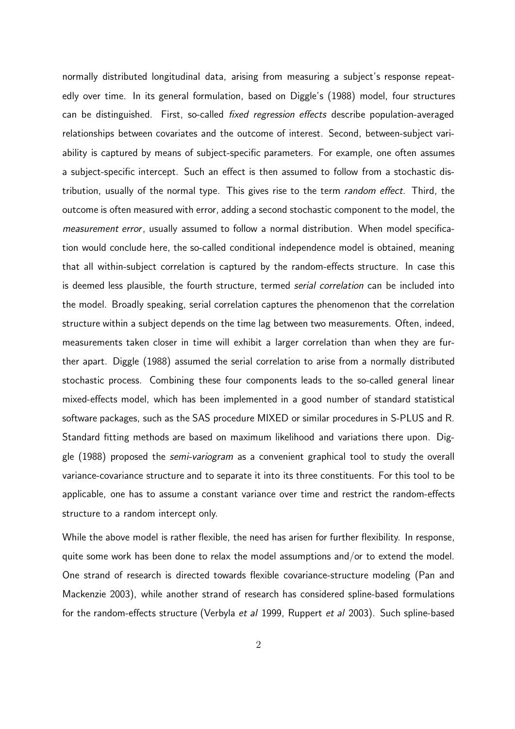normally distributed longitudinal data, arising from measuring a subject's response repeatedly over time. In its general formulation, based on Diggle's (1988) model, four structures can be distinguished. First, so-called *fixed regression effects* describe population-averaged relationships between covariates and the outcome of interest. Second, between-subject variability is captured by means of subject-specific parameters. For example, one often assumes a subject-specific intercept. Such an effect is then assumed to follow from a stochastic distribution, usually of the normal type. This gives rise to the term *random effect*. Third, the outcome is often measured with error, adding a second stochastic component to the model, the *measurement error*, usually assumed to follow a normal distribution. When model specification would conclude here, the so-called conditional independence model is obtained, meaning that all within-subject correlation is captured by the random-effects structure. In case this is deemed less plausible, the fourth structure, termed *serial correlation* can be included into the model. Broadly speaking, serial correlation captures the phenomenon that the correlation structure within a subject depends on the time lag between two measurements. Often, indeed, measurements taken closer in time will exhibit a larger correlation than when they are further apart. Diggle (1988) assumed the serial correlation to arise from a normally distributed stochastic process. Combining these four components leads to the so-called general linear mixed-effects model, which has been implemented in a good number of standard statistical software packages, such as the SAS procedure MIXED or similar procedures in S-PLUS and R. Standard fitting methods are based on maximum likelihood and variations there upon. Diggle (1988) proposed the *semi-variogram* as a convenient graphical tool to study the overall variance-covariance structure and to separate it into its three constituents. For this tool to be applicable, one has to assume a constant variance over time and restrict the random-effects structure to a random intercept only.

While the above model is rather flexible, the need has arisen for further flexibility. In response, quite some work has been done to relax the model assumptions and/or to extend the model. One strand of research is directed towards flexible covariance-structure modeling (Pan and Mackenzie 2003), while another strand of research has considered spline-based formulations for the random-effects structure (Verbyla *et al* 1999, Ruppert *et al* 2003). Such spline-based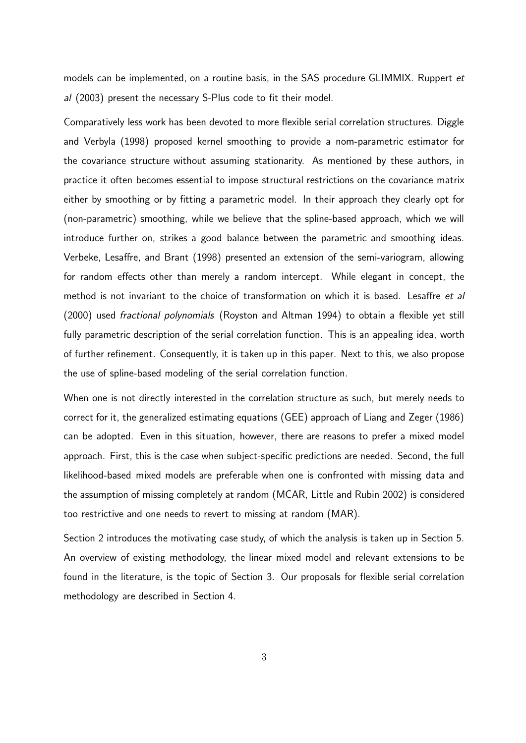models can be implemented, on a routine basis, in the SAS procedure GLIMMIX. Ruppert *et al* (2003) present the necessary S-Plus code to fit their model.

Comparatively less work has been devoted to more flexible serial correlation structures. Diggle and Verbyla (1998) proposed kernel smoothing to provide a nom-parametric estimator for the covariance structure without assuming stationarity. As mentioned by these authors, in practice it often becomes essential to impose structural restrictions on the covariance matrix either by smoothing or by fitting a parametric model. In their approach they clearly opt for (non-parametric) smoothing, while we believe that the spline-based approach, which we will introduce further on, strikes a good balance between the parametric and smoothing ideas. Verbeke, Lesaffre, and Brant (1998) presented an extension of the semi-variogram, allowing for random effects other than merely a random intercept. While elegant in concept, the method is not invariant to the choice of transformation on which it is based. Lesaffre *et al* (2000) used *fractional polynomials* (Royston and Altman 1994) to obtain a flexible yet still fully parametric description of the serial correlation function. This is an appealing idea, worth of further refinement. Consequently, it is taken up in this paper. Next to this, we also propose the use of spline-based modeling of the serial correlation function.

When one is not directly interested in the correlation structure as such, but merely needs to correct for it, the generalized estimating equations (GEE) approach of Liang and Zeger (1986) can be adopted. Even in this situation, however, there are reasons to prefer a mixed model approach. First, this is the case when subject-specific predictions are needed. Second, the full likelihood-based mixed models are preferable when one is confronted with missing data and the assumption of missing completely at random (MCAR, Little and Rubin 2002) is considered too restrictive and one needs to revert to missing at random (MAR).

Section 2 introduces the motivating case study, of which the analysis is taken up in Section 5. An overview of existing methodology, the linear mixed model and relevant extensions to be found in the literature, is the topic of Section 3. Our proposals for flexible serial correlation methodology are described in Section 4.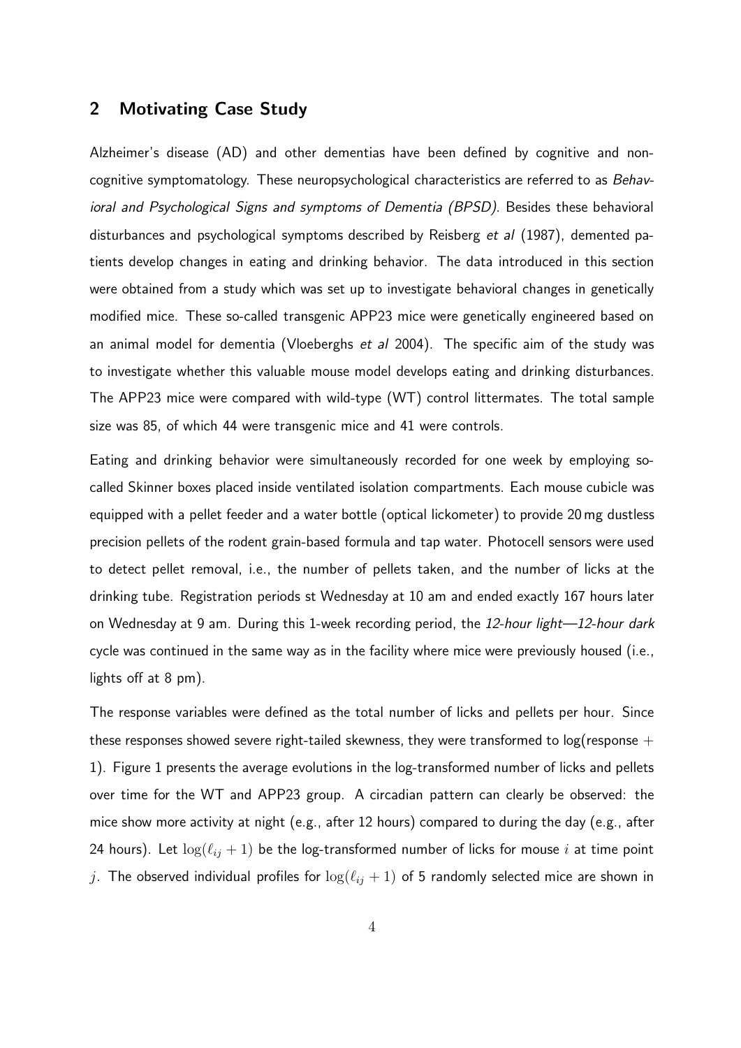## 2 Motivating Case Study

Alzheimer's disease (AD) and other dementias have been defined by cognitive and non-cognitive symptomatology. These neuropsychological characteristics are referred to as *Behavioral and Psychological Signs and symptoms of Dementia (BPSD)*. Besides these behavioral disturbances and psychological symptoms described by Reisberg *et al* (1987), demented patients develop changes in eating and drinking behavior. The data introduced in this section were obtained from a study which was set up to investigate behavioral changes in genetically modified mice. These so-called transgenic APP23 mice were genetically engineered based on an animal model for dementia (Vloeberghs *et al* 2004). The specific aim of the study was to investigate whether this valuable mouse model develops eating and drinking disturbances. The APP23 mice were compared with wild-type (WT) control littermates. The total sample size was 85, of which 44 were transgenic mice and 41 were controls.

Eating and drinking behavior were simultaneously recorded for one week by employing so-called Skinner boxes placed inside ventilated isolation compartments. Each mouse cubicle was equipped with a pellet feeder and a water bottle (optical lickometer) to provide 20 mg dustless precision pellets of the rodent grain-based formula and tap water. Photocell sensors were used to detect pellet removal, i.e., the number of pellets taken, and the number of licks at the drinking tube. Registration periods st Wednesday at 10 am and ended exactly 167 hours later on Wednesday at 9 am. During this 1-week recording period, the *12-hour light—12-hour dark* cycle was continued in the same way as in the facility where mice were previously housed (i.e., lights off at 8 pm).

The response variables were defined as the total number of licks and pellets per hour. Since these responses showed severe right-tailed skewness, they were transformed to log(response + 1). Figure 1 presents the average evolutions in the log-transformed number of licks and pellets over time for the WT and APP23 group. A circadian pattern can clearly be observed: the mice show more activity at night (e.g., after 12 hours) compared to during the day (e.g., after 24 hours). Let $\log(\ell_{ij} + 1)$ be the log-transformed number of licks for mouse $i$ at time point $j$. The observed individual profiles for $\log(\ell_{ij} + 1)$ of 5 randomly selected mice are shown in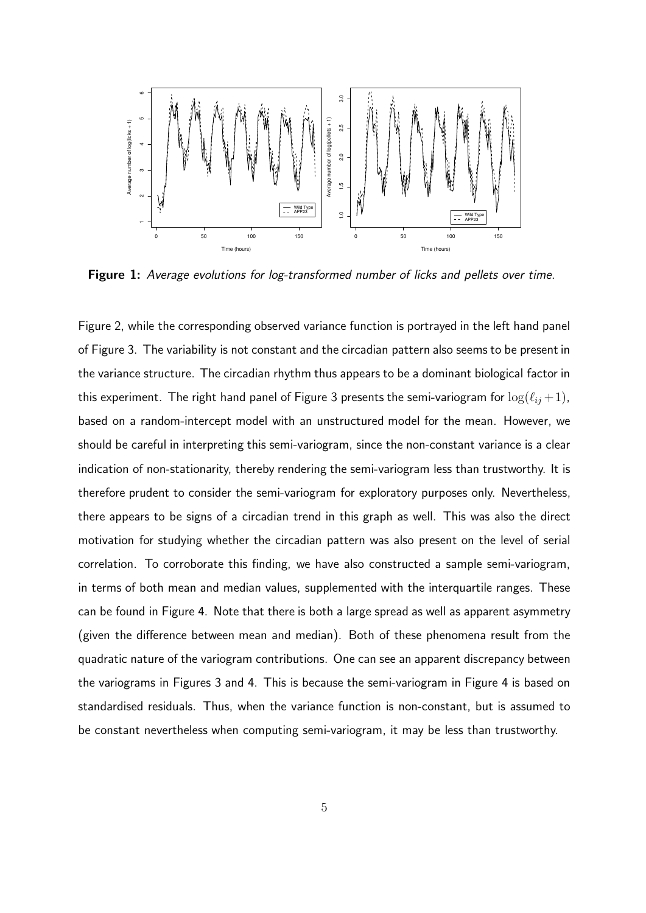**Figure 1:** *Average evolutions for log-transformed number of licks and pellets over time.*

Figure 2, while the corresponding observed variance function is portrayed in the left hand panel of Figure 3. The variability is not constant and the circadian pattern also seems to be present in the variance structure. The circadian rhythm thus appears to be a dominant biological factor in this experiment. The right hand panel of Figure 3 presents the semi-variogram for $\log(\ell_{ij}+1)$, based on a random-intercept model with an unstructured model for the mean. However, we should be careful in interpreting this semi-variogram, since the non-constant variance is a clear indication of non-stationarity, thereby rendering the semi-variogram less than trustworthy. It is therefore prudent to consider the semi-variogram for exploratory purposes only. Nevertheless, there appears to be signs of a circadian trend in this graph as well. This was also the direct motivation for studying whether the circadian pattern was also present on the level of serial correlation. To corroborate this finding, we have also constructed a sample semi-variogram, in terms of both mean and median values, supplemented with the interquartile ranges. These can be found in Figure 4. Note that there is both a large spread as well as apparent asymmetry (given the difference between mean and median). Both of these phenomena result from the quadratic nature of the variogram contributions. One can see an apparent discrepancy between the variograms in Figures 3 and 4. This is because the semi-variogram in Figure 4 is based on standardised residuals. Thus, when the variance function is non-constant, but is assumed to be constant nevertheless when computing semi-variogram, it may be less than trustworthy.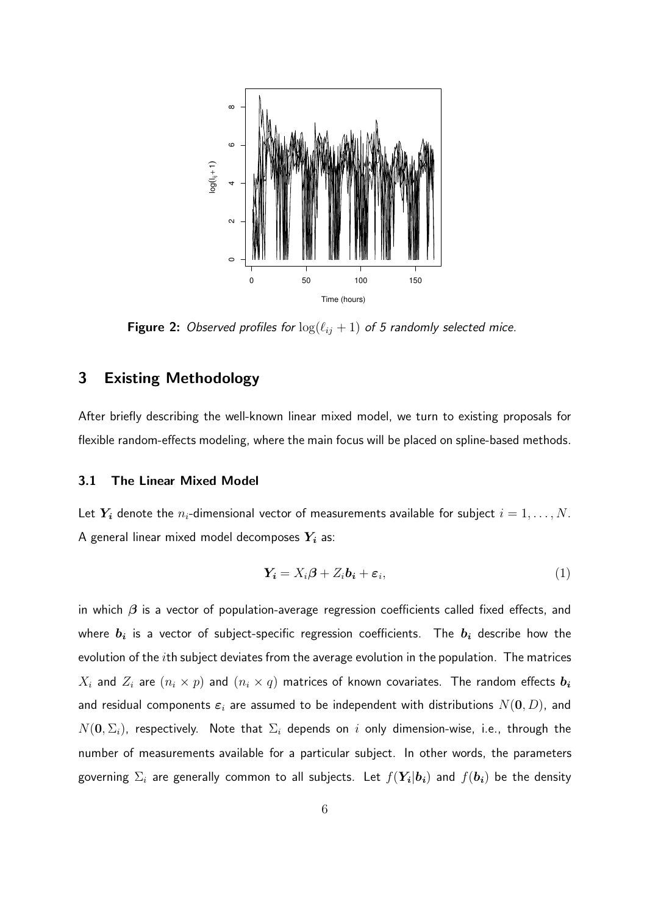**Figure 2:** *Observed profiles for $\log(\ell_{ij}+1)$ of 5 randomly selected mice.*

## 3 Existing Methodology

After briefly describing the well-known linear mixed model, we turn to existing proposals for flexible random-effects modeling, where the main focus will be placed on spline-based methods.

### 3.1 The Linear Mixed Model

Let $\boldsymbol{Y_i}$ denote the $n_i$-dimensional vector of measurements available for subject $i = 1, \ldots, N$. A general linear mixed model decomposes $\boldsymbol{Y_i}$ as:

$$\boldsymbol{Y_i} = X_i\boldsymbol{\beta} + Z_i\boldsymbol{b_i} + \boldsymbol{\varepsilon}_i, \tag{1}$$

in which $\boldsymbol{\beta}$ is a vector of population-average regression coefficients called fixed effects, and where $\boldsymbol{b_i}$ is a vector of subject-specific regression coefficients. The $\boldsymbol{b_i}$ describe how the evolution of the $i$th subject deviates from the average evolution in the population. The matrices $X_i$ and $Z_i$ are $(n_i \times p)$ and $(n_i \times q)$ matrices of known covariates. The random effects $\boldsymbol{b_i}$ and residual components $\boldsymbol{\varepsilon}_i$ are assumed to be independent with distributions $N(\boldsymbol{0}, D)$, and $N(\boldsymbol{0}, \Sigma_i)$, respectively. Note that $\Sigma_i$ depends on $i$ only dimension-wise, i.e., through the number of measurements available for a particular subject. In other words, the parameters governing $\Sigma_i$ are generally common to all subjects. Let $f(\boldsymbol{Y_i}|\boldsymbol{b_i})$ and $f(\boldsymbol{b_i})$ be the density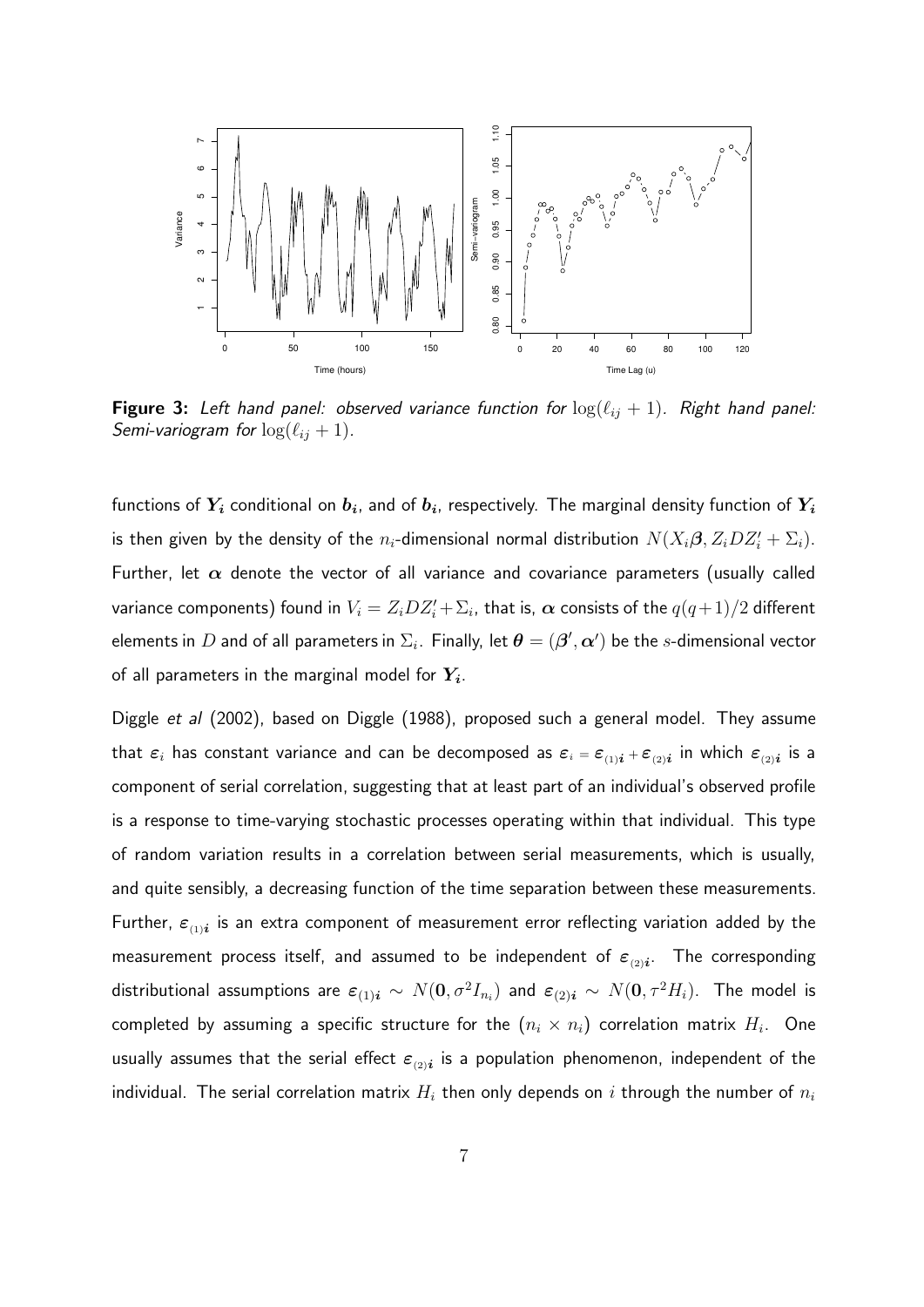**Figure 3:** *Left hand panel: observed variance function for* $\log(\ell_{ij}+1)$*. Right hand panel: Semi-variogram for* $\log(\ell_{ij}+1)$*.*

functions of $\boldsymbol{Y_i}$ conditional on $\boldsymbol{b_i}$, and of $\boldsymbol{b_i}$, respectively. The marginal density function of $\boldsymbol{Y_i}$ is then given by the density of the $n_i$-dimensional normal distribution $N(X_i\boldsymbol{\beta}, Z_iDZ_i' + \Sigma_i)$. Further, let $\boldsymbol{\alpha}$ denote the vector of all variance and covariance parameters (usually called variance components) found in $V_i = Z_iDZ_i' + \Sigma_i$, that is, $\boldsymbol{\alpha}$ consists of the $q(q+1)/2$ different elements in $D$ and of all parameters in $\Sigma_i$. Finally, let $\boldsymbol{\theta} = (\boldsymbol{\beta}', \boldsymbol{\alpha}')$ be the $s$-dimensional vector of all parameters in the marginal model for $\boldsymbol{Y_i}$.

Diggle *et al* (2002), based on Diggle (1988), proposed such a general model. They assume that $\varepsilon_i$ has constant variance and can be decomposed as $\varepsilon_i = \boldsymbol{\varepsilon}_{(1)\boldsymbol{i}} + \boldsymbol{\varepsilon}_{(2)\boldsymbol{i}}$ in which $\boldsymbol{\varepsilon}_{(2)\boldsymbol{i}}$ is a component of serial correlation, suggesting that at least part of an individual's observed profile is a response to time-varying stochastic processes operating within that individual. This type of random variation results in a correlation between serial measurements, which is usually, and quite sensibly, a decreasing function of the time separation between these measurements. Further, $\boldsymbol{\varepsilon}_{(1)\boldsymbol{i}}$ is an extra component of measurement error reflecting variation added by the measurement process itself, and assumed to be independent of $\boldsymbol{\varepsilon}_{(2)\boldsymbol{i}}$. The corresponding distributional assumptions are $\boldsymbol{\varepsilon}_{(1)\boldsymbol{i}} \sim N(\boldsymbol{0}, \sigma^2 I_{n_i})$ and $\boldsymbol{\varepsilon}_{(2)\boldsymbol{i}} \sim N(\boldsymbol{0}, \tau^2 H_i)$. The model is completed by assuming a specific structure for the $(n_i \times n_i)$ correlation matrix $H_i$. One usually assumes that the serial effect $\boldsymbol{\varepsilon}_{(2)\boldsymbol{i}}$ is a population phenomenon, independent of the individual. The serial correlation matrix $H_i$ then only depends on $i$ through the number of $n_i$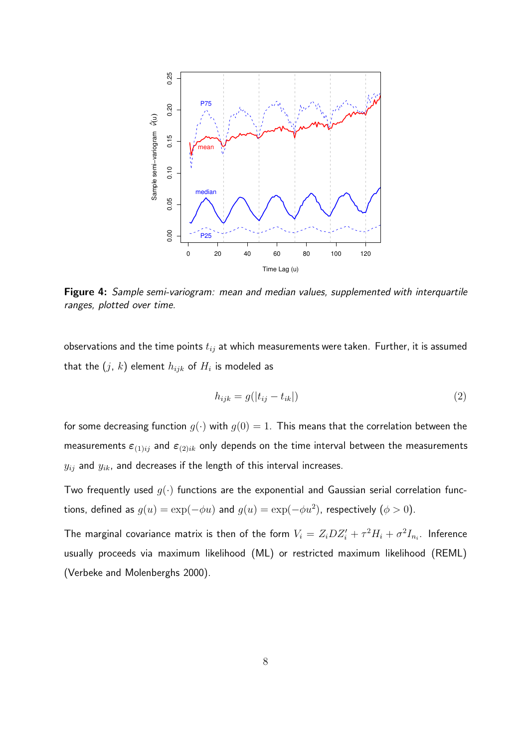**Figure 4:** *Sample semi-variogram: mean and median values, supplemented with interquartile ranges, plotted over time.*

observations and the time points $t_{ij}$ at which measurements were taken. Further, it is assumed that the $(j,\, k)$ element $h_{ijk}$ of $H_i$ is modeled as

$$h_{ijk} = g(|t_{ij} - t_{ik}|) \tag{2}$$

for some decreasing function $g(\cdot)$ with $g(0) = 1$. This means that the correlation between the measurements $\varepsilon_{(1)ij}$ and $\varepsilon_{(2)ik}$ only depends on the time interval between the measurements $y_{ij}$ and $y_{ik}$, and decreases if the length of this interval increases.

Two frequently used $g(\cdot)$ functions are the exponential and Gaussian serial correlation functions, defined as $g(u) = \exp(-\phi u)$ and $g(u) = \exp(-\phi u^2)$, respectively ($\phi > 0$).

The marginal covariance matrix is then of the form $V_i = Z_i D Z_i' + \tau^2 H_i + \sigma^2 I_{n_i}$. Inference usually proceeds via maximum likelihood (ML) or restricted maximum likelihood (REML) (Verbeke and Molenberghs 2000).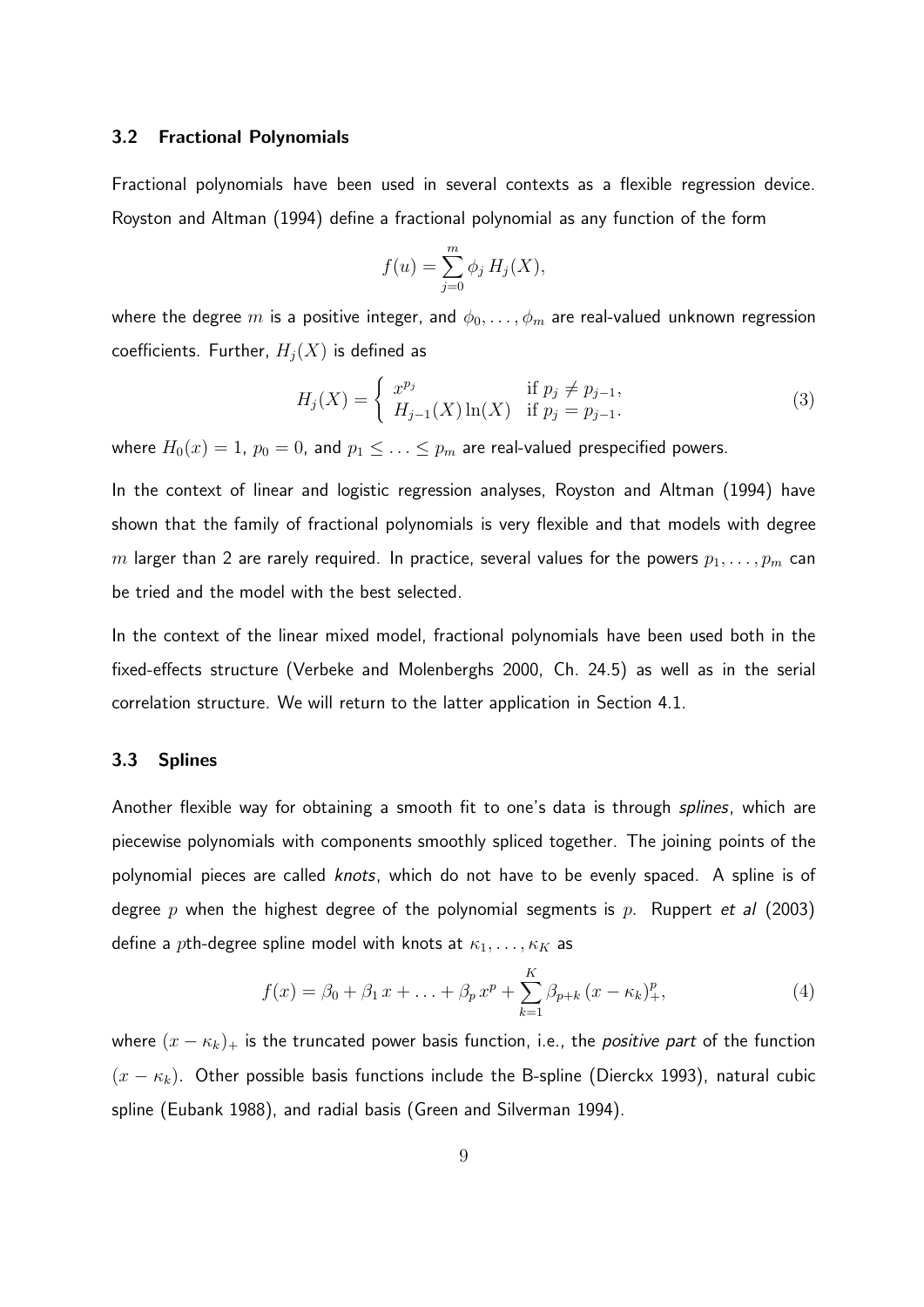### 3.2 Fractional Polynomials

Fractional polynomials have been used in several contexts as a flexible regression device. Royston and Altman (1994) define a fractional polynomial as any function of the form

$$f(u) = \sum_{j=0}^{m} \phi_j \, H_j(X),$$

where the degree $m$ is a positive integer, and $\phi_0, \ldots, \phi_m$ are real-valued unknown regression coefficients. Further, $H_j(X)$ is defined as

$$H_j(X) = \begin{cases} x^{p_j} & \text{if } p_j \neq p_{j-1}, \\ H_{j-1}(X) \ln(X) & \text{if } p_j = p_{j-1}. \end{cases} \tag{3}$$

where $H_0(x) = 1$, $p_0 = 0$, and $p_1 \leq \ldots \leq p_m$ are real-valued prespecified powers.

In the context of linear and logistic regression analyses, Royston and Altman (1994) have shown that the family of fractional polynomials is very flexible and that models with degree $m$ larger than 2 are rarely required. In practice, several values for the powers $p_1, \ldots, p_m$ can be tried and the model with the best selected.

In the context of the linear mixed model, fractional polynomials have been used both in the fixed-effects structure (Verbeke and Molenberghs 2000, Ch. 24.5) as well as in the serial correlation structure. We will return to the latter application in Section 4.1.

### 3.3 Splines

Another flexible way for obtaining a smooth fit to one's data is through *splines*, which are piecewise polynomials with components smoothly spliced together. The joining points of the polynomial pieces are called *knots*, which do not have to be evenly spaced. A spline is of degree $p$ when the highest degree of the polynomial segments is $p$. Ruppert *et al* (2003) define a $p$th-degree spline model with knots at $\kappa_1, \ldots, \kappa_K$ as

$$f(x) = \beta_0 + \beta_1 \, x + \ldots + \beta_p \, x^p + \sum_{k=1}^{K} \beta_{p+k} \, (x - \kappa_k)_+^p, \tag{4}$$

where $(x - \kappa_k)_+$ is the truncated power basis function, i.e., the *positive part* of the function $(x - \kappa_k)$. Other possible basis functions include the B-spline (Dierckx 1993), natural cubic spline (Eubank 1988), and radial basis (Green and Silverman 1994).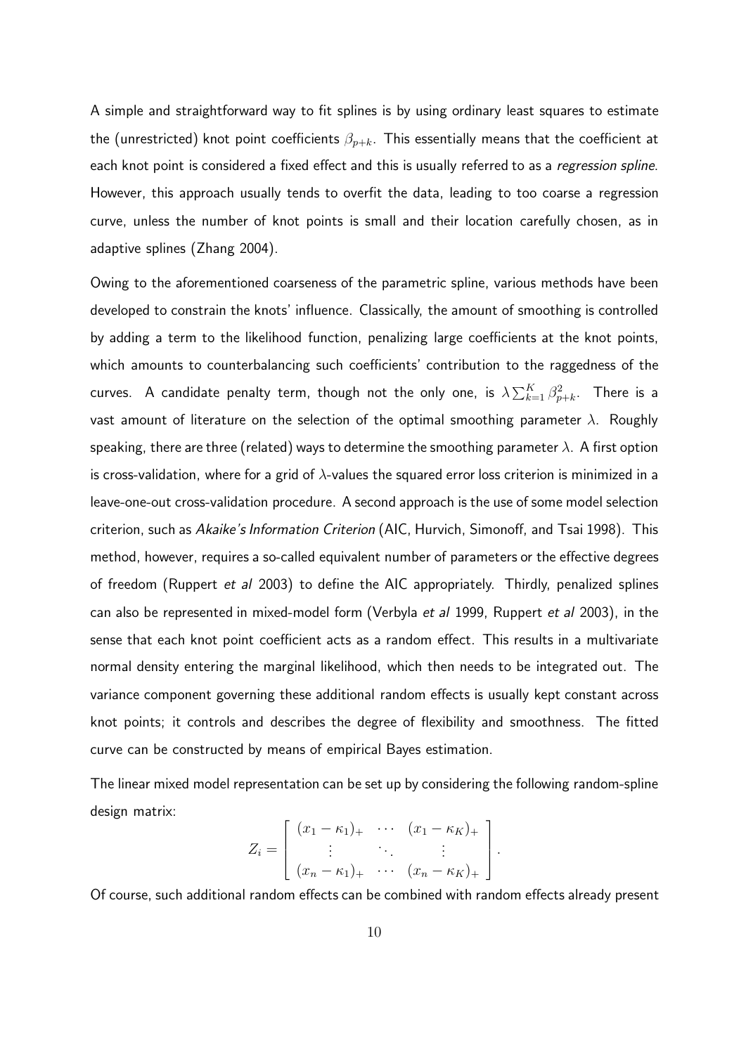A simple and straightforward way to fit splines is by using ordinary least squares to estimate the (unrestricted) knot point coefficients $\beta_{p+k}$. This essentially means that the coefficient at each knot point is considered a fixed effect and this is usually referred to as a *regression spline*. However, this approach usually tends to overfit the data, leading to too coarse a regression curve, unless the number of knot points is small and their location carefully chosen, as in adaptive splines (Zhang 2004).

Owing to the aforementioned coarseness of the parametric spline, various methods have been developed to constrain the knots' influence. Classically, the amount of smoothing is controlled by adding a term to the likelihood function, penalizing large coefficients at the knot points, which amounts to counterbalancing such coefficients' contribution to the raggedness of the curves. A candidate penalty term, though not the only one, is $\lambda \sum_{k=1}^{K} \beta_{p+k}^2$. There is a vast amount of literature on the selection of the optimal smoothing parameter $\lambda$. Roughly speaking, there are three (related) ways to determine the smoothing parameter $\lambda$. A first option is cross-validation, where for a grid of $\lambda$-values the squared error loss criterion is minimized in a leave-one-out cross-validation procedure. A second approach is the use of some model selection criterion, such as *Akaike's Information Criterion* (AIC, Hurvich, Simonoff, and Tsai 1998). This method, however, requires a so-called equivalent number of parameters or the effective degrees of freedom (Ruppert *et al* 2003) to define the AIC appropriately. Thirdly, penalized splines can also be represented in mixed-model form (Verbyla *et al* 1999, Ruppert *et al* 2003), in the sense that each knot point coefficient acts as a random effect. This results in a multivariate normal density entering the marginal likelihood, which then needs to be integrated out. The variance component governing these additional random effects is usually kept constant across knot points; it controls and describes the degree of flexibility and smoothness. The fitted curve can be constructed by means of empirical Bayes estimation.

The linear mixed model representation can be set up by considering the following random-spline design matrix:

$$
Z_i = \begin{bmatrix} (x_1 - \kappa_1)_+ & \cdots & (x_1 - \kappa_K)_+ \\ \vdots & \ddots & \vdots \\ (x_n - \kappa_1)_+ & \cdots & (x_n - \kappa_K)_+ \end{bmatrix}.
$$

Of course, such additional random effects can be combined with random effects already present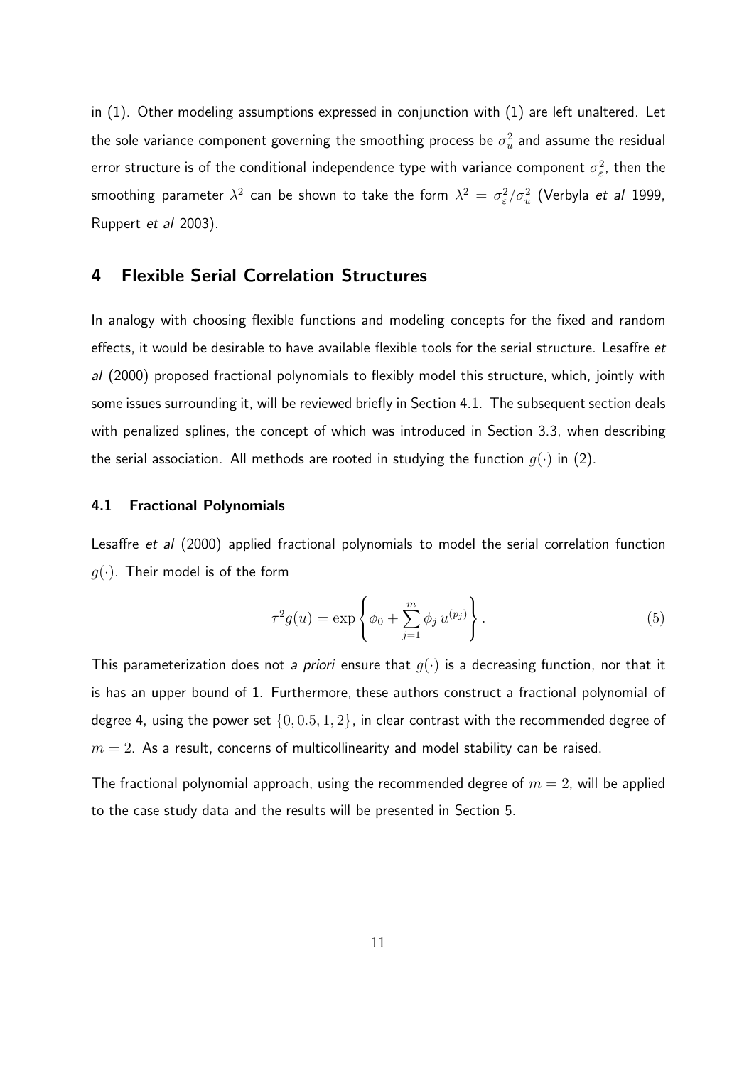in (1). Other modeling assumptions expressed in conjunction with (1) are left unaltered. Let the sole variance component governing the smoothing process be $\sigma_u^2$ and assume the residual error structure is of the conditional independence type with variance component $\sigma_\varepsilon^2$, then the smoothing parameter $\lambda^2$ can be shown to take the form $\lambda^2 = \sigma_\varepsilon^2/\sigma_u^2$ (Verbyla *et al* 1999, Ruppert *et al* 2003).

## 4 Flexible Serial Correlation Structures

In analogy with choosing flexible functions and modeling concepts for the fixed and random effects, it would be desirable to have available flexible tools for the serial structure. Lesaffre *et al* (2000) proposed fractional polynomials to flexibly model this structure, which, jointly with some issues surrounding it, will be reviewed briefly in Section 4.1. The subsequent section deals with penalized splines, the concept of which was introduced in Section 3.3, when describing the serial association. All methods are rooted in studying the function $g(\cdot)$ in (2).

### 4.1 Fractional Polynomials

Lesaffre *et al* (2000) applied fractional polynomials to model the serial correlation function $g(\cdot)$. Their model is of the form

$$\tau^2 g(u) = \exp\left\{\phi_0 + \sum_{j=1}^{m} \phi_j \, u^{(p_j)}\right\}. \tag{5}$$

This parameterization does not *a priori* ensure that $g(\cdot)$ is a decreasing function, nor that it is has an upper bound of 1. Furthermore, these authors construct a fractional polynomial of degree 4, using the power set $\{0, 0.5, 1, 2\}$, in clear contrast with the recommended degree of $m = 2$. As a result, concerns of multicollinearity and model stability can be raised.

The fractional polynomial approach, using the recommended degree of $m = 2$, will be applied to the case study data and the results will be presented in Section 5.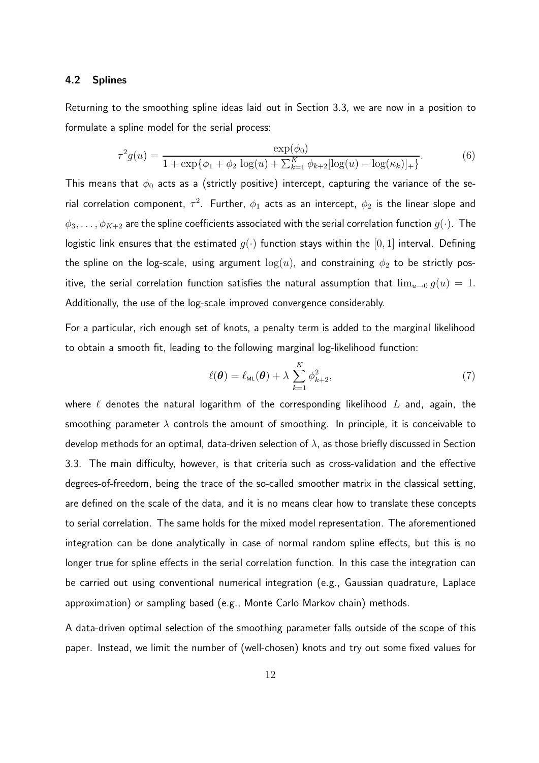### 4.2 Splines

Returning to the smoothing spline ideas laid out in Section 3.3, we are now in a position to formulate a spline model for the serial process:

$$\tau^2 g(u) = \frac{\exp(\phi_0)}{1 + \exp\{\phi_1 + \phi_2 \log(u) + \sum_{k=1}^{K} \phi_{k+2}[\log(u) - \log(\kappa_k)]_+\}}. \tag{6}$$

This means that $\phi_0$ acts as a (strictly positive) intercept, capturing the variance of the serial correlation component, $\tau^2$. Further, $\phi_1$ acts as an intercept, $\phi_2$ is the linear slope and $\phi_3, \ldots, \phi_{K+2}$ are the spline coefficients associated with the serial correlation function $g(\cdot)$. The logistic link ensures that the estimated $g(\cdot)$ function stays within the $[0, 1]$ interval. Defining the spline on the log-scale, using argument $\log(u)$, and constraining $\phi_2$ to be strictly positive, the serial correlation function satisfies the natural assumption that $\lim_{u \to 0} g(u) = 1$. Additionally, the use of the log-scale improved convergence considerably.

For a particular, rich enough set of knots, a penalty term is added to the marginal likelihood to obtain a smooth fit, leading to the following marginal log-likelihood function:

$$\ell(\boldsymbol{\theta}) = \ell_{\text{ML}}(\boldsymbol{\theta}) + \lambda \sum_{k=1}^{K} \phi_{k+2}^2, \tag{7}$$

where $\ell$ denotes the natural logarithm of the corresponding likelihood $L$ and, again, the smoothing parameter $\lambda$ controls the amount of smoothing. In principle, it is conceivable to develop methods for an optimal, data-driven selection of $\lambda$, as those briefly discussed in Section 3.3. The main difficulty, however, is that criteria such as cross-validation and the effective degrees-of-freedom, being the trace of the so-called smoother matrix in the classical setting, are defined on the scale of the data, and it is no means clear how to translate these concepts to serial correlation. The same holds for the mixed model representation. The aforementioned integration can be done analytically in case of normal random spline effects, but this is no longer true for spline effects in the serial correlation function. In this case the integration can be carried out using conventional numerical integration (e.g., Gaussian quadrature, Laplace approximation) or sampling based (e.g., Monte Carlo Markov chain) methods.

A data-driven optimal selection of the smoothing parameter falls outside of the scope of this paper. Instead, we limit the number of (well-chosen) knots and try out some fixed values for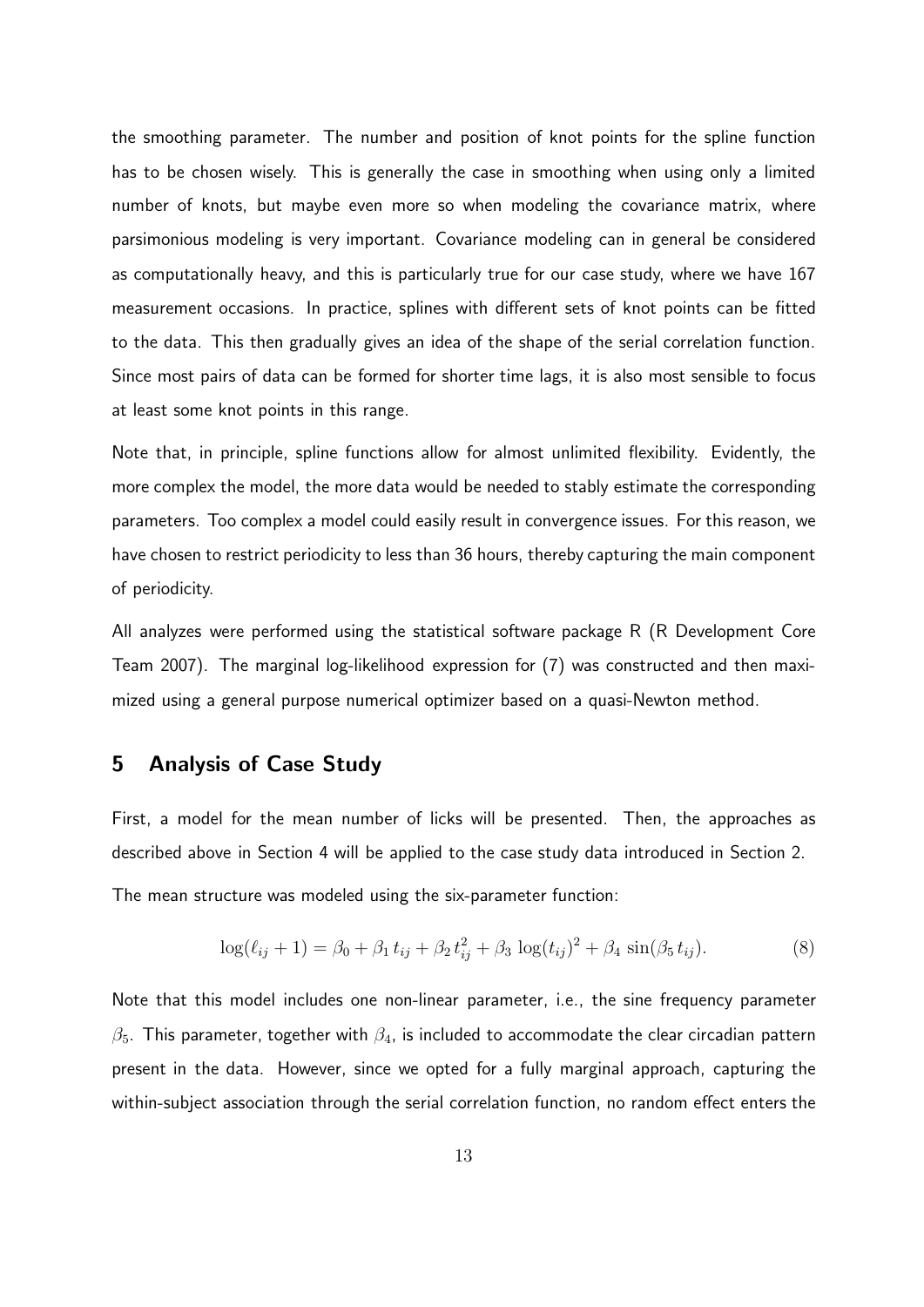the smoothing parameter. The number and position of knot points for the spline function has to be chosen wisely. This is generally the case in smoothing when using only a limited number of knots, but maybe even more so when modeling the covariance matrix, where parsimonious modeling is very important. Covariance modeling can in general be considered as computationally heavy, and this is particularly true for our case study, where we have 167 measurement occasions. In practice, splines with different sets of knot points can be fitted to the data. This then gradually gives an idea of the shape of the serial correlation function. Since most pairs of data can be formed for shorter time lags, it is also most sensible to focus at least some knot points in this range.

Note that, in principle, spline functions allow for almost unlimited flexibility. Evidently, the more complex the model, the more data would be needed to stably estimate the corresponding parameters. Too complex a model could easily result in convergence issues. For this reason, we have chosen to restrict periodicity to less than 36 hours, thereby capturing the main component of periodicity.

All analyzes were performed using the statistical software package R (R Development Core Team 2007). The marginal log-likelihood expression for (7) was constructed and then maximized using a general purpose numerical optimizer based on a quasi-Newton method.

## 5 Analysis of Case Study

First, a model for the mean number of licks will be presented. Then, the approaches as described above in Section 4 will be applied to the case study data introduced in Section 2.

The mean structure was modeled using the six-parameter function:

$$\log(\ell_{ij} + 1) = \beta_0 + \beta_1 \, t_{ij} + \beta_2 \, t_{ij}^2 + \beta_3 \, \log(t_{ij})^2 + \beta_4 \, \sin(\beta_5 \, t_{ij}). \tag{8}$$

Note that this model includes one non-linear parameter, i.e., the sine frequency parameter $\beta_5$. This parameter, together with $\beta_4$, is included to accommodate the clear circadian pattern present in the data. However, since we opted for a fully marginal approach, capturing the within-subject association through the serial correlation function, no random effect enters the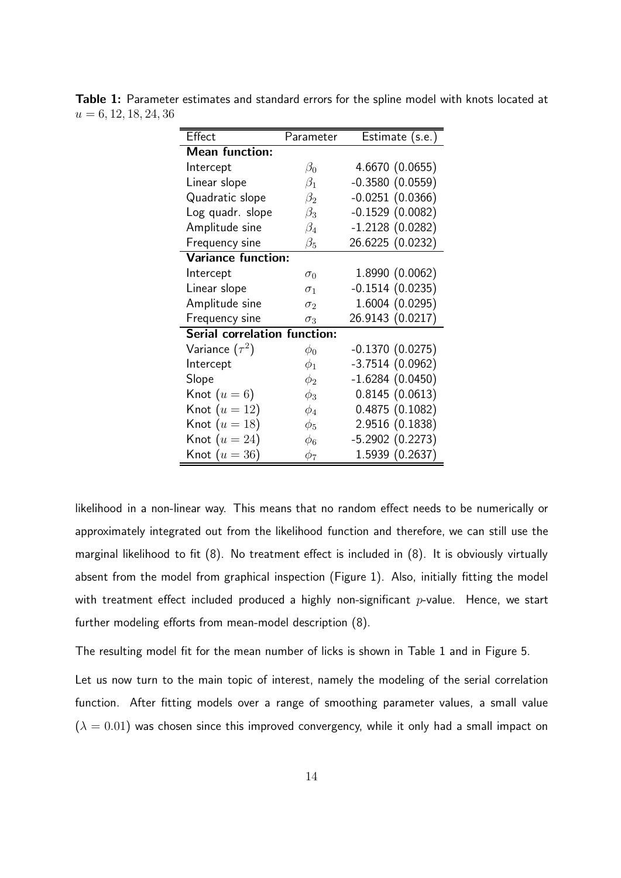**Table 1:** Parameter estimates and standard errors for the spline model with knots located at $u = 6, 12, 18, 24, 36$

| Effect | Parameter | Estimate (s.e.) |
|---|---|---|
| **Mean function:** | | |
| Intercept | $\beta_0$ | 4.6670 (0.0655) |
| Linear slope | $\beta_1$ | -0.3580 (0.0559) |
| Quadratic slope | $\beta_2$ | -0.0251 (0.0366) |
| Log quadr. slope | $\beta_3$ | -0.1529 (0.0082) |
| Amplitude sine | $\beta_4$ | -1.2128 (0.0282) |
| Frequency sine | $\beta_5$ | 26.6225 (0.0232) |
| **Variance function:** | | |
| Intercept | $\sigma_0$ | 1.8990 (0.0062) |
| Linear slope | $\sigma_1$ | -0.1514 (0.0235) |
| Amplitude sine | $\sigma_2$ | 1.6004 (0.0295) |
| Frequency sine | $\sigma_3$ | 26.9143 (0.0217) |
| **Serial correlation function:** | | |
| Variance ($\tau^2$) | $\phi_0$ | -0.1370 (0.0275) |
| Intercept | $\phi_1$ | -3.7514 (0.0962) |
| Slope | $\phi_2$ | -1.6284 (0.0450) |
| Knot ($u = 6$) | $\phi_3$ | 0.8145 (0.0613) |
| Knot ($u = 12$) | $\phi_4$ | 0.4875 (0.1082) |
| Knot ($u = 18$) | $\phi_5$ | 2.9516 (0.1838) |
| Knot ($u = 24$) | $\phi_6$ | -5.2902 (0.2273) |
| Knot ($u = 36$) | $\phi_7$ | 1.5939 (0.2637) |

likelihood in a non-linear way. This means that no random effect needs to be numerically or approximately integrated out from the likelihood function and therefore, we can still use the marginal likelihood to fit (8). No treatment effect is included in (8). It is obviously virtually absent from the model from graphical inspection (Figure 1). Also, initially fitting the model with treatment effect included produced a highly non-significant $p$-value. Hence, we start further modeling efforts from mean-model description (8).

The resulting model fit for the mean number of licks is shown in Table 1 and in Figure 5.

Let us now turn to the main topic of interest, namely the modeling of the serial correlation function. After fitting models over a range of smoothing parameter values, a small value ($\lambda = 0.01$) was chosen since this improved convergency, while it only had a small impact on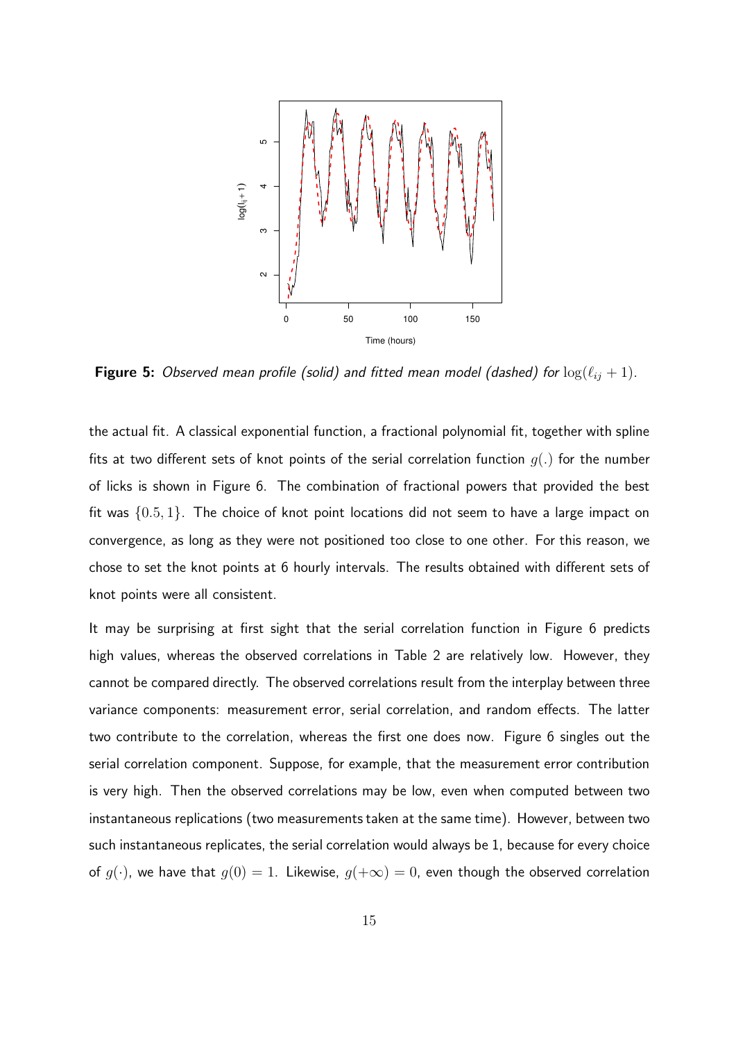**Figure 5:** *Observed mean profile (solid) and fitted mean model (dashed) for* $\log(\ell_{ij} + 1)$.

the actual fit. A classical exponential function, a fractional polynomial fit, together with spline fits at two different sets of knot points of the serial correlation function $g(.)$ for the number of licks is shown in Figure 6. The combination of fractional powers that provided the best fit was $\{0.5, 1\}$. The choice of knot point locations did not seem to have a large impact on convergence, as long as they were not positioned too close to one other. For this reason, we chose to set the knot points at 6 hourly intervals. The results obtained with different sets of knot points were all consistent.

It may be surprising at first sight that the serial correlation function in Figure 6 predicts high values, whereas the observed correlations in Table 2 are relatively low. However, they cannot be compared directly. The observed correlations result from the interplay between three variance components: measurement error, serial correlation, and random effects. The latter two contribute to the correlation, whereas the first one does now. Figure 6 singles out the serial correlation component. Suppose, for example, that the measurement error contribution is very high. Then the observed correlations may be low, even when computed between two instantaneous replications (two measurements taken at the same time). However, between two such instantaneous replicates, the serial correlation would always be 1, because for every choice of $g(\cdot)$, we have that $g(0) = 1$. Likewise, $g(+\infty) = 0$, even though the observed correlation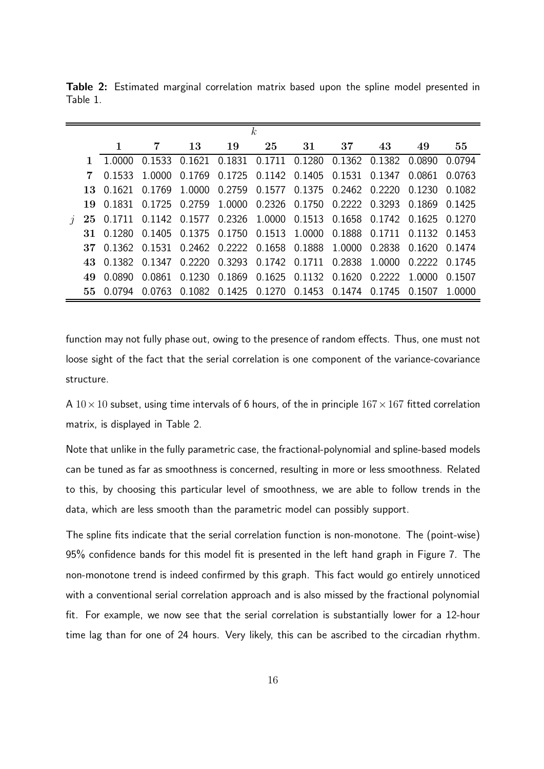**Table 2:** Estimated marginal correlation matrix based upon the spline model presented in Table 1.

| | | $k$ | | | | | | | | | |
|---|---|---|---|---|---|---|---|---|---|---|---|
| | | **1** | **7** | **13** | **19** | **25** | **31** | **37** | **43** | **49** | **55** |
| | **1** | 1.0000 | 0.1533 | 0.1621 | 0.1831 | 0.1711 | 0.1280 | 0.1362 | 0.1382 | 0.0890 | 0.0794 |
| | **7** | 0.1533 | 1.0000 | 0.1769 | 0.1725 | 0.1142 | 0.1405 | 0.1531 | 0.1347 | 0.0861 | 0.0763 |
| | **13** | 0.1621 | 0.1769 | 1.0000 | 0.2759 | 0.1577 | 0.1375 | 0.2462 | 0.2220 | 0.1230 | 0.1082 |
| | **19** | 0.1831 | 0.1725 | 0.2759 | 1.0000 | 0.2326 | 0.1750 | 0.2222 | 0.3293 | 0.1869 | 0.1425 |
| $j$ | **25** | 0.1711 | 0.1142 | 0.1577 | 0.2326 | 1.0000 | 0.1513 | 0.1658 | 0.1742 | 0.1625 | 0.1270 |
| | **31** | 0.1280 | 0.1405 | 0.1375 | 0.1750 | 0.1513 | 1.0000 | 0.1888 | 0.1711 | 0.1132 | 0.1453 |
| | **37** | 0.1362 | 0.1531 | 0.2462 | 0.2222 | 0.1658 | 0.1888 | 1.0000 | 0.2838 | 0.1620 | 0.1474 |
| | **43** | 0.1382 | 0.1347 | 0.2220 | 0.3293 | 0.1742 | 0.1711 | 0.2838 | 1.0000 | 0.2222 | 0.1745 |
| | **49** | 0.0890 | 0.0861 | 0.1230 | 0.1869 | 0.1625 | 0.1132 | 0.1620 | 0.2222 | 1.0000 | 0.1507 |
| | **55** | 0.0794 | 0.0763 | 0.1082 | 0.1425 | 0.1270 | 0.1453 | 0.1474 | 0.1745 | 0.1507 | 1.0000 |

function may not fully phase out, owing to the presence of random effects. Thus, one must not loose sight of the fact that the serial correlation is one component of the variance-covariance structure.

A $10 \times 10$ subset, using time intervals of 6 hours, of the in principle $167 \times 167$ fitted correlation matrix, is displayed in Table 2.

Note that unlike in the fully parametric case, the fractional-polynomial and spline-based models can be tuned as far as smoothness is concerned, resulting in more or less smoothness. Related to this, by choosing this particular level of smoothness, we are able to follow trends in the data, which are less smooth than the parametric model can possibly support.

The spline fits indicate that the serial correlation function is non-monotone. The (point-wise) 95% confidence bands for this model fit is presented in the left hand graph in Figure 7. The non-monotone trend is indeed confirmed by this graph. This fact would go entirely unnoticed with a conventional serial correlation approach and is also missed by the fractional polynomial fit. For example, we now see that the serial correlation is substantially lower for a 12-hour time lag than for one of 24 hours. Very likely, this can be ascribed to the circadian rhythm.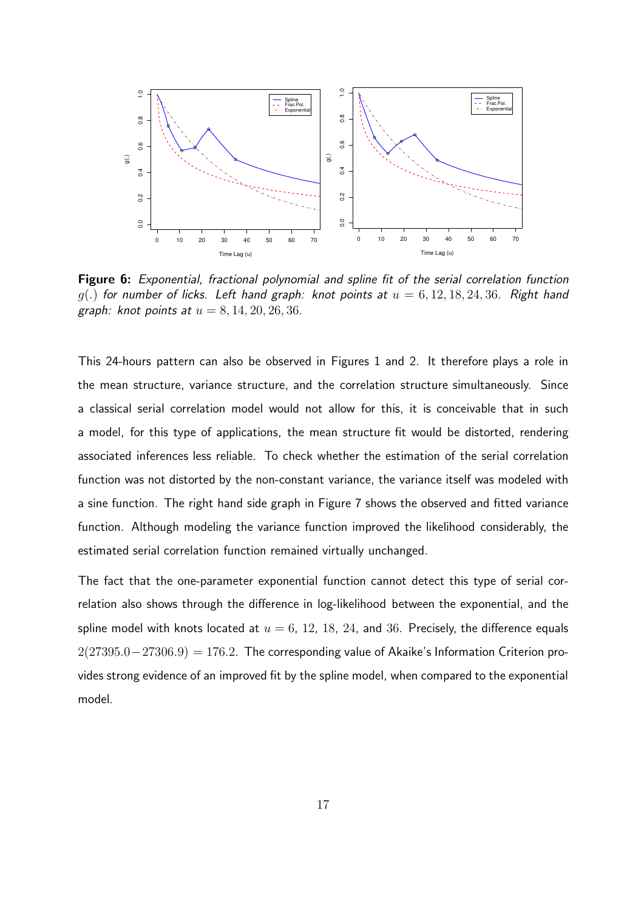**Figure 6:** *Exponential, fractional polynomial and spline fit of the serial correlation function $g(.)$ for number of licks. Left hand graph: knot points at $u = 6, 12, 18, 24, 36$. Right hand graph: knot points at $u = 8, 14, 20, 26, 36$.*

This 24-hours pattern can also be observed in Figures 1 and 2. It therefore plays a role in the mean structure, variance structure, and the correlation structure simultaneously. Since a classical serial correlation model would not allow for this, it is conceivable that in such a model, for this type of applications, the mean structure fit would be distorted, rendering associated inferences less reliable. To check whether the estimation of the serial correlation function was not distorted by the non-constant variance, the variance itself was modeled with a sine function. The right hand side graph in Figure 7 shows the observed and fitted variance function. Although modeling the variance function improved the likelihood considerably, the estimated serial correlation function remained virtually unchanged.

The fact that the one-parameter exponential function cannot detect this type of serial correlation also shows through the difference in log-likelihood between the exponential, and the spline model with knots located at $u = 6$, $12$, $18$, $24$, and $36$. Precisely, the difference equals $2(27395.0 - 27306.9) = 176.2$. The corresponding value of Akaike's Information Criterion provides strong evidence of an improved fit by the spline model, when compared to the exponential model.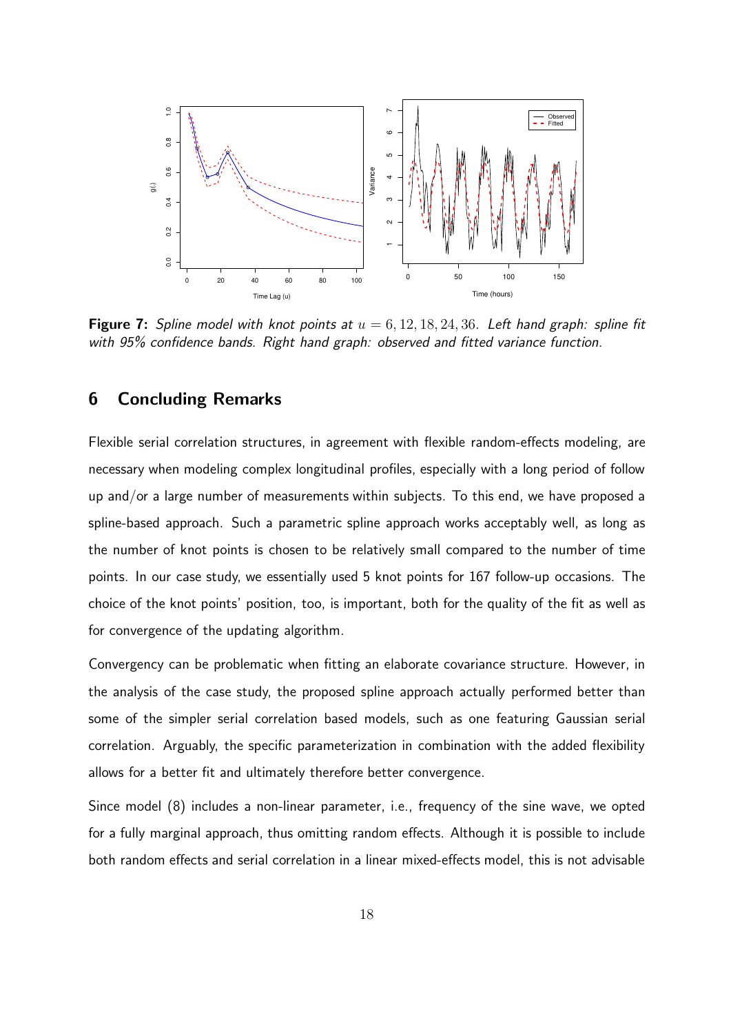**Figure 7:** *Spline model with knot points at* $u = 6, 12, 18, 24, 36$. *Left hand graph: spline fit with 95% confidence bands. Right hand graph: observed and fitted variance function.*

## 6 Concluding Remarks

Flexible serial correlation structures, in agreement with flexible random-effects modeling, are necessary when modeling complex longitudinal profiles, especially with a long period of follow up and/or a large number of measurements within subjects. To this end, we have proposed a spline-based approach. Such a parametric spline approach works acceptably well, as long as the number of knot points is chosen to be relatively small compared to the number of time points. In our case study, we essentially used 5 knot points for 167 follow-up occasions. The choice of the knot points' position, too, is important, both for the quality of the fit as well as for convergence of the updating algorithm.

Convergency can be problematic when fitting an elaborate covariance structure. However, in the analysis of the case study, the proposed spline approach actually performed better than some of the simpler serial correlation based models, such as one featuring Gaussian serial correlation. Arguably, the specific parameterization in combination with the added flexibility allows for a better fit and ultimately therefore better convergence.

Since model (8) includes a non-linear parameter, i.e., frequency of the sine wave, we opted for a fully marginal approach, thus omitting random effects. Although it is possible to include both random effects and serial correlation in a linear mixed-effects model, this is not advisable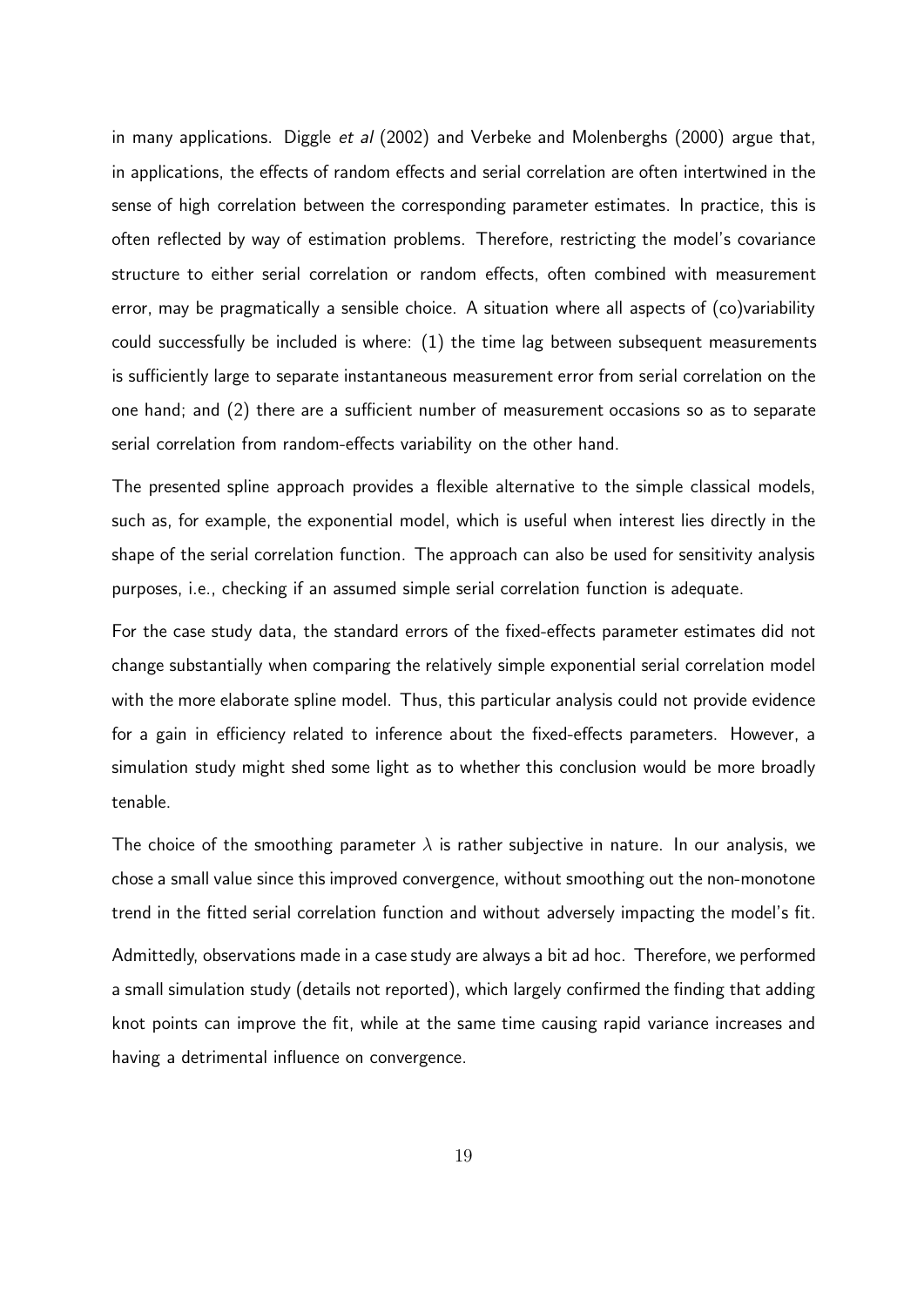in many applications. Diggle *et al* (2002) and Verbeke and Molenberghs (2000) argue that, in applications, the effects of random effects and serial correlation are often intertwined in the sense of high correlation between the corresponding parameter estimates. In practice, this is often reflected by way of estimation problems. Therefore, restricting the model's covariance structure to either serial correlation or random effects, often combined with measurement error, may be pragmatically a sensible choice. A situation where all aspects of (co)variability could successfully be included is where: (1) the time lag between subsequent measurements is sufficiently large to separate instantaneous measurement error from serial correlation on the one hand; and (2) there are a sufficient number of measurement occasions so as to separate serial correlation from random-effects variability on the other hand.

The presented spline approach provides a flexible alternative to the simple classical models, such as, for example, the exponential model, which is useful when interest lies directly in the shape of the serial correlation function. The approach can also be used for sensitivity analysis purposes, i.e., checking if an assumed simple serial correlation function is adequate.

For the case study data, the standard errors of the fixed-effects parameter estimates did not change substantially when comparing the relatively simple exponential serial correlation model with the more elaborate spline model. Thus, this particular analysis could not provide evidence for a gain in efficiency related to inference about the fixed-effects parameters. However, a simulation study might shed some light as to whether this conclusion would be more broadly tenable.

The choice of the smoothing parameter $\lambda$ is rather subjective in nature. In our analysis, we chose a small value since this improved convergence, without smoothing out the non-monotone trend in the fitted serial correlation function and without adversely impacting the model's fit.

Admittedly, observations made in a case study are always a bit ad hoc. Therefore, we performed a small simulation study (details not reported), which largely confirmed the finding that adding knot points can improve the fit, while at the same time causing rapid variance increases and having a detrimental influence on convergence.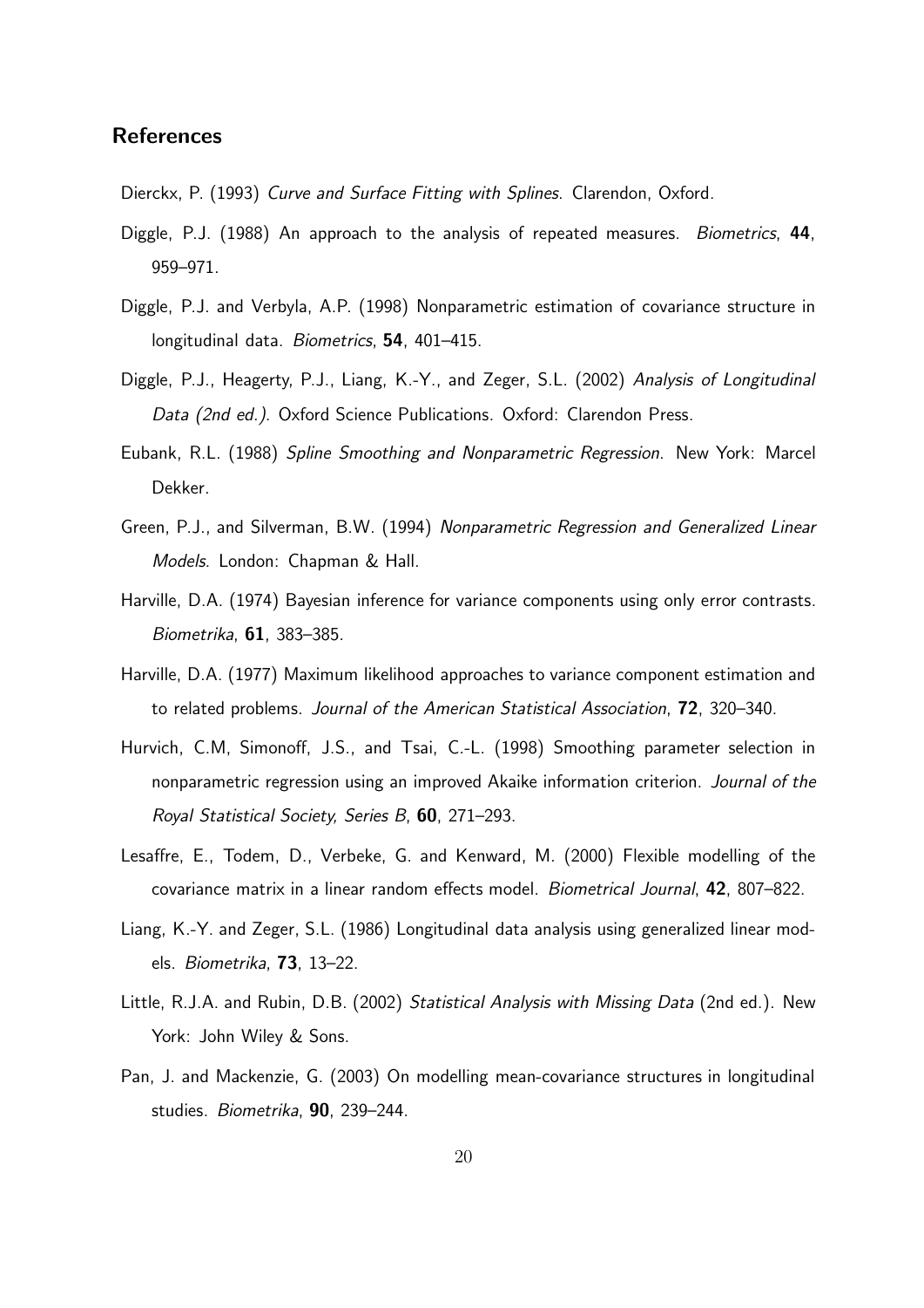## References

Dierckx, P. (1993) *Curve and Surface Fitting with Splines*. Clarendon, Oxford.

Diggle, P.J. (1988) An approach to the analysis of repeated measures. *Biometrics*, **44**, 959–971.

Diggle, P.J. and Verbyla, A.P. (1998) Nonparametric estimation of covariance structure in longitudinal data. *Biometrics*, **54**, 401–415.

Diggle, P.J., Heagerty, P.J., Liang, K.-Y., and Zeger, S.L. (2002) *Analysis of Longitudinal Data (2nd ed.)*. Oxford Science Publications. Oxford: Clarendon Press.

Eubank, R.L. (1988) *Spline Smoothing and Nonparametric Regression*. New York: Marcel Dekker.

Green, P.J., and Silverman, B.W. (1994) *Nonparametric Regression and Generalized Linear Models*. London: Chapman & Hall.

Harville, D.A. (1974) Bayesian inference for variance components using only error contrasts. *Biometrika*, **61**, 383–385.

Harville, D.A. (1977) Maximum likelihood approaches to variance component estimation and to related problems. *Journal of the American Statistical Association*, **72**, 320–340.

Hurvich, C.M, Simonoff, J.S., and Tsai, C.-L. (1998) Smoothing parameter selection in nonparametric regression using an improved Akaike information criterion. *Journal of the Royal Statistical Society, Series B*, **60**, 271–293.

Lesaffre, E., Todem, D., Verbeke, G. and Kenward, M. (2000) Flexible modelling of the covariance matrix in a linear random effects model. *Biometrical Journal*, **42**, 807–822.

Liang, K.-Y. and Zeger, S.L. (1986) Longitudinal data analysis using generalized linear models. *Biometrika*, **73**, 13–22.

Little, R.J.A. and Rubin, D.B. (2002) *Statistical Analysis with Missing Data* (2nd ed.). New York: John Wiley & Sons.

Pan, J. and Mackenzie, G. (2003) On modelling mean-covariance structures in longitudinal studies. *Biometrika*, **90**, 239–244.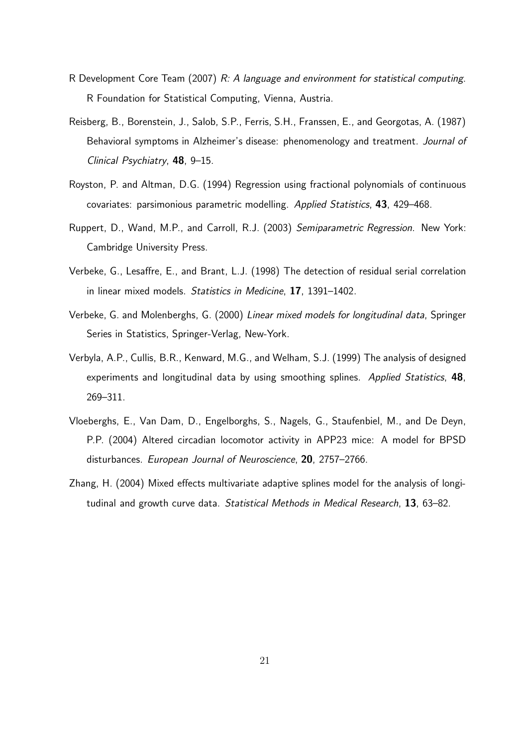R Development Core Team (2007) *R: A language and environment for statistical computing*. R Foundation for Statistical Computing, Vienna, Austria.

Reisberg, B., Borenstein, J., Salob, S.P., Ferris, S.H., Franssen, E., and Georgotas, A. (1987) Behavioral symptoms in Alzheimer's disease: phenomenology and treatment. *Journal of Clinical Psychiatry*, **48**, 9–15.

Royston, P. and Altman, D.G. (1994) Regression using fractional polynomials of continuous covariates: parsimonious parametric modelling. *Applied Statistics*, **43**, 429–468.

Ruppert, D., Wand, M.P., and Carroll, R.J. (2003) *Semiparametric Regression*. New York: Cambridge University Press.

Verbeke, G., Lesaffre, E., and Brant, L.J. (1998) The detection of residual serial correlation in linear mixed models. *Statistics in Medicine*, **17**, 1391–1402.

Verbeke, G. and Molenberghs, G. (2000) *Linear mixed models for longitudinal data*, Springer Series in Statistics, Springer-Verlag, New-York.

Verbyla, A.P., Cullis, B.R., Kenward, M.G., and Welham, S.J. (1999) The analysis of designed experiments and longitudinal data by using smoothing splines. *Applied Statistics*, **48**, 269–311.

Vloeberghs, E., Van Dam, D., Engelborghs, S., Nagels, G., Staufenbiel, M., and De Deyn, P.P. (2004) Altered circadian locomotor activity in APP23 mice: A model for BPSD disturbances. *European Journal of Neuroscience*, **20**, 2757–2766.

Zhang, H. (2004) Mixed effects multivariate adaptive splines model for the analysis of longitudinal and growth curve data. *Statistical Methods in Medical Research*, **13**, 63–82.